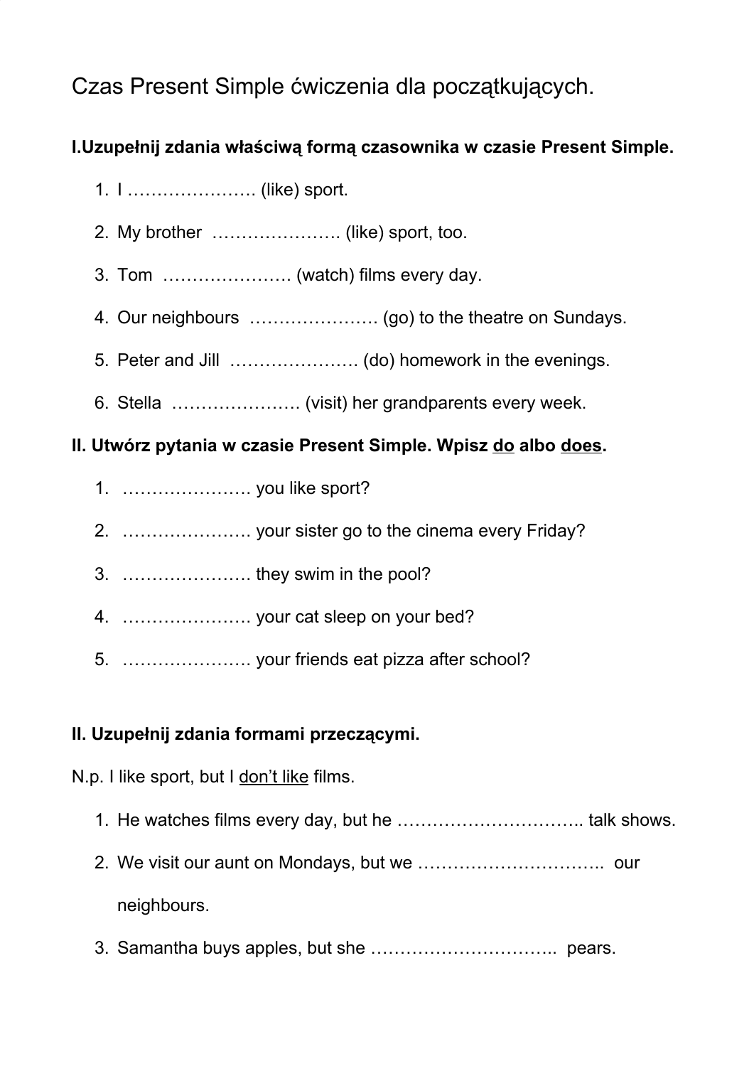# Czas Present Simple ćwiczenia dla początkujących.

**I.Uzupełnij zdania właściwą formą czasownika w czasie Present Simple.**

1. I …………………. (like) sport.
2. My brother …………………. (like) sport, too.
3. Tom …………………. (watch) films every day.
4. Our neighbours …………………. (go) to the theatre on Sundays.
5. Peter and Jill …………………. (do) homework in the evenings.
6. Stella …………………. (visit) her grandparents every week.

**II. Utwórz pytania w czasie Present Simple. Wpisz <u>do</u> albo <u>does</u>.**

1. …………………. you like sport?
2. …………………. your sister go to the cinema every Friday?
3. …………………. they swim in the pool?
4. …………………. your cat sleep on your bed?
5. …………………. your friends eat pizza after school?

**II. Uzupełnij zdania formami przeczącymi.**

N.p. I like sport, but I <u>don't like</u> films.

1. He watches films every day, but he ………………………….. talk shows.
2. We visit our aunt on Mondays, but we ………………………….. our neighbours.
3. Samantha buys apples, but she ………………………….. pears.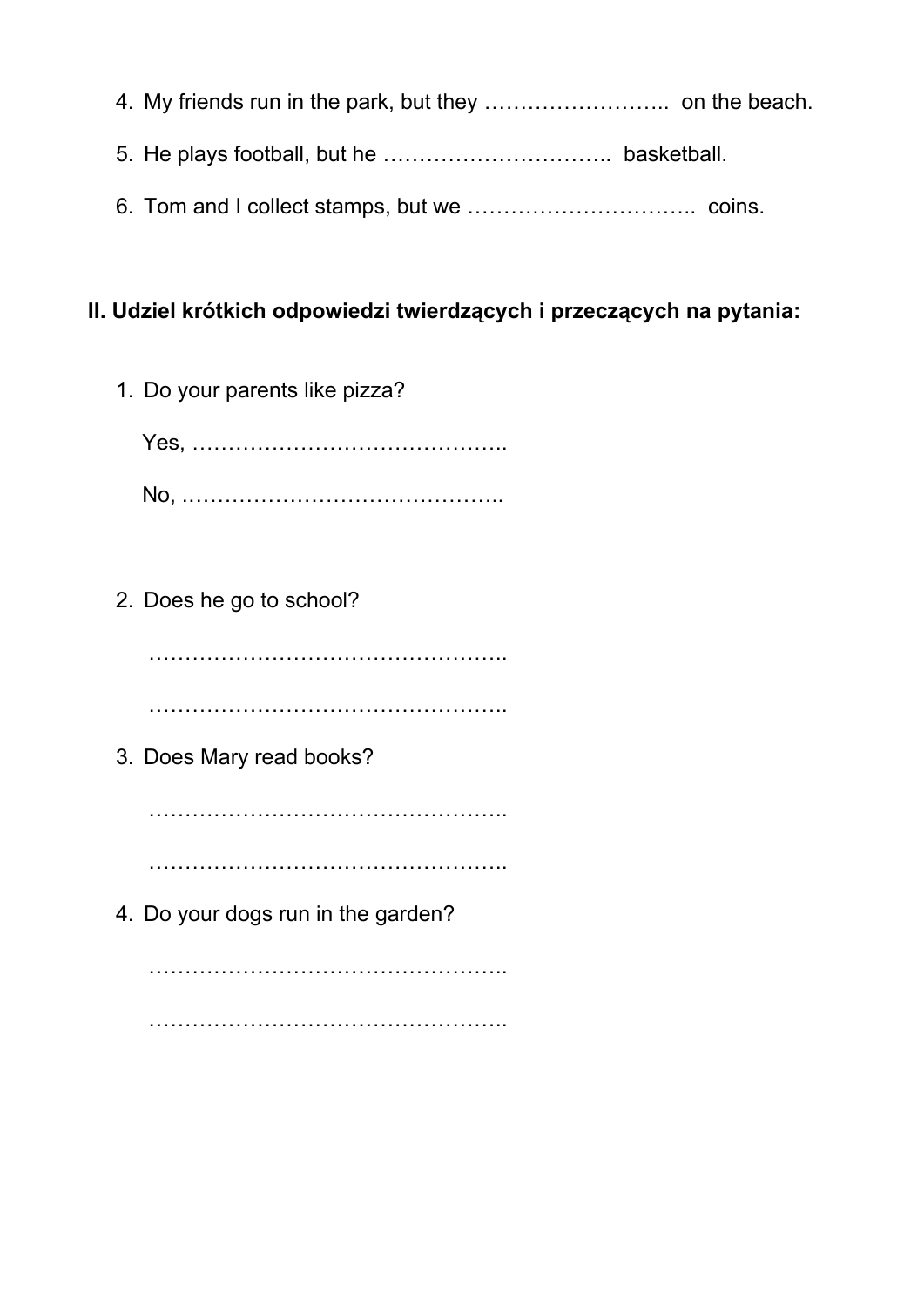4. My friends run in the park, but they …………………….. on the beach.
5. He plays football, but he ………………………….. basketball.
6. Tom and I collect stamps, but we ………………………….. coins.

**II. Udziel krótkich odpowiedzi twierdzących i przeczących na pytania:**

1. Do your parents like pizza?

   Yes, ……………………………………..

   No, ……………………………………..

2. Does he go to school?

   …………………………………………..

   …………………………………………..

3. Does Mary read books?

   …………………………………………..

   …………………………………………..

4. Do your dogs run in the garden?

   …………………………………………..

   …………………………………………..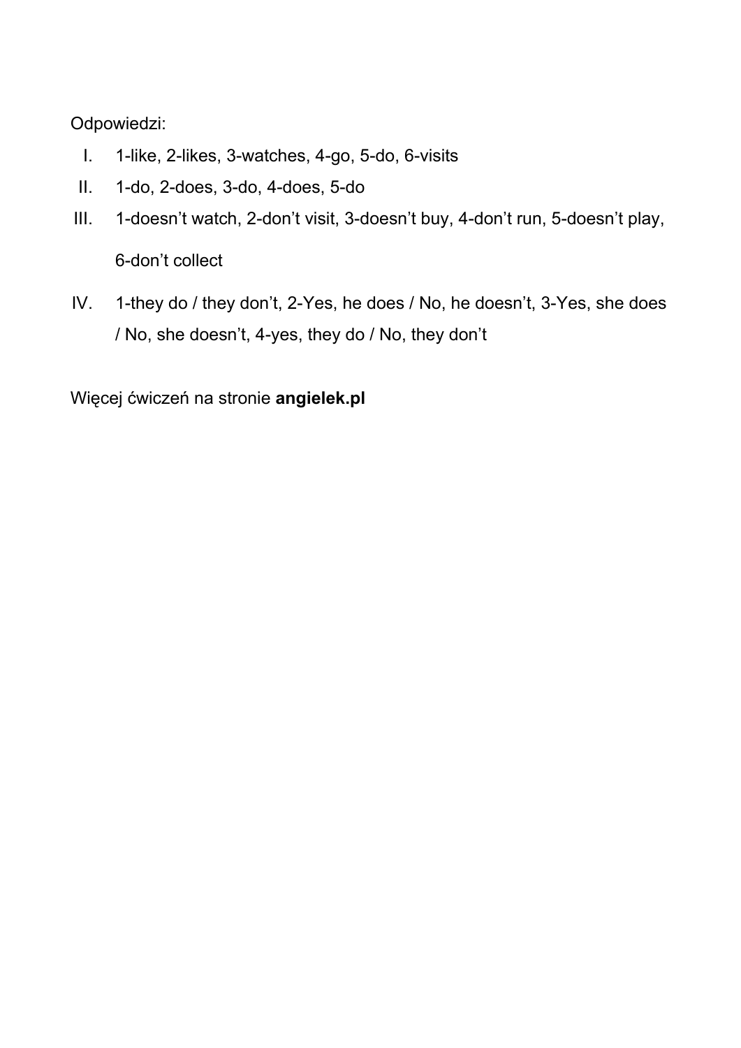Odpowiedzi:

I. 1-like, 2-likes, 3-watches, 4-go, 5-do, 6-visits
II. 1-do, 2-does, 3-do, 4-does, 5-do
III. 1-doesn't watch, 2-don't visit, 3-doesn't buy, 4-don't run, 5-doesn't play, 6-don't collect
IV. 1-they do / they don't, 2-Yes, he does / No, he doesn't, 3-Yes, she does / No, she doesn't, 4-yes, they do / No, they don't

Więcej ćwiczeń na stronie **angielek.pl**